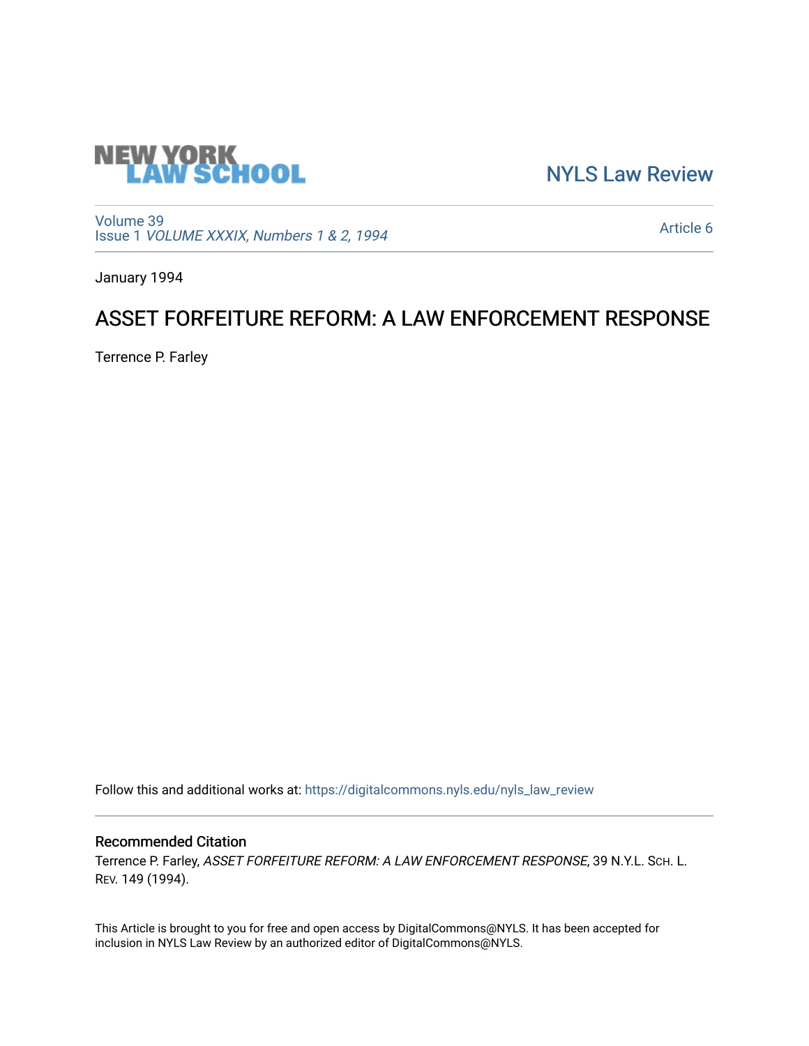NEW YORK LAW SCHOOL

NYLS Law Review

Volume 39
Issue 1 *VOLUME XXXIX, Numbers 1 & 2, 1994*

Article 6

January 1994

# ASSET FORFEITURE REFORM: A LAW ENFORCEMENT RESPONSE

Terrence P. Farley

Follow this and additional works at: https://digitalcommons.nyls.edu/nyls_law_review

## Recommended Citation

Terrence P. Farley, *ASSET FORFEITURE REFORM: A LAW ENFORCEMENT RESPONSE*, 39 N.Y.L. Sch. L. Rev. 149 (1994).

This Article is brought to you for free and open access by DigitalCommons@NYLS. It has been accepted for inclusion in NYLS Law Review by an authorized editor of DigitalCommons@NYLS.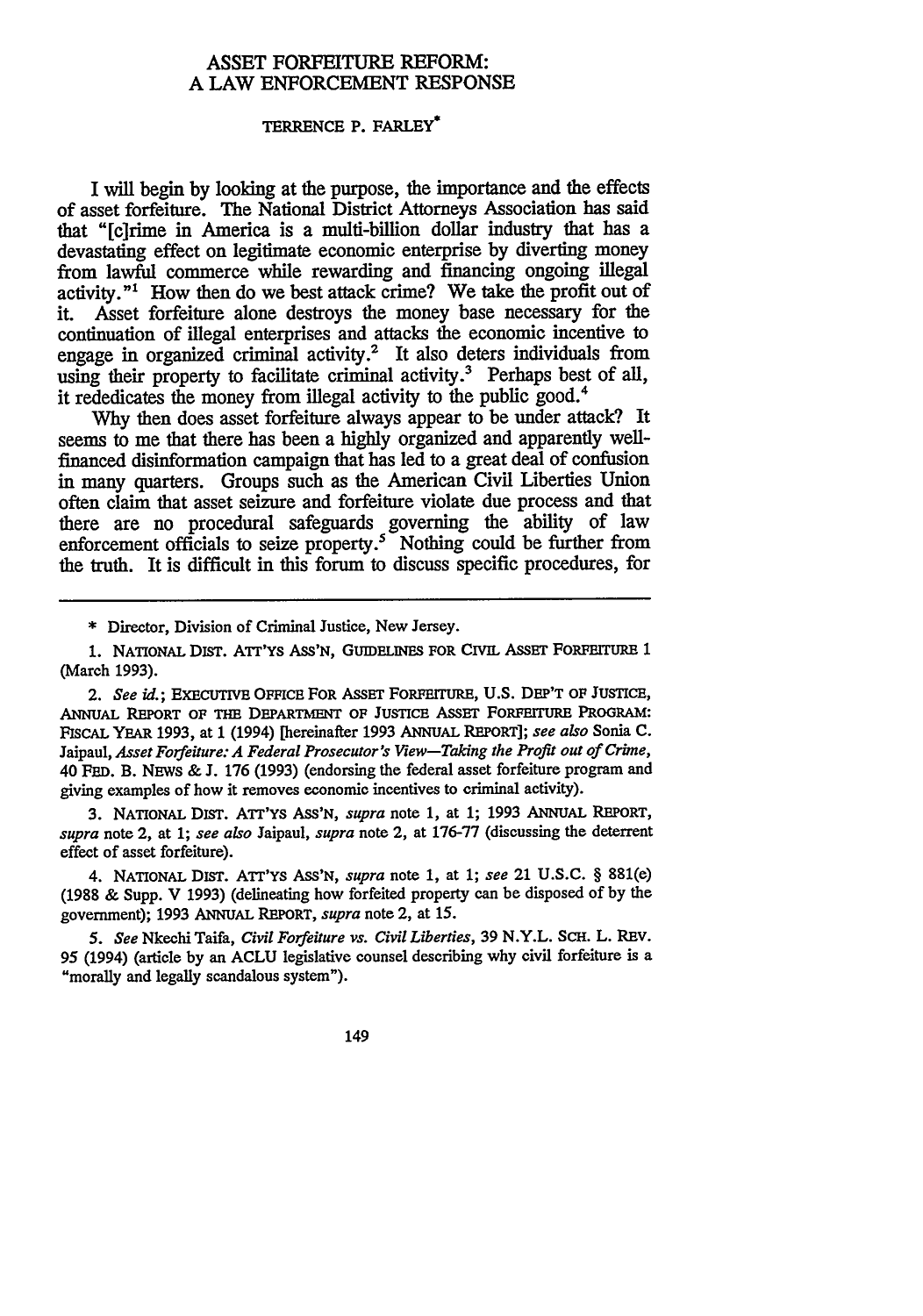# ASSET FORFEITURE REFORM: A LAW ENFORCEMENT RESPONSE

TERRENCE P. FARLEY*

I will begin by looking at the purpose, the importance and the effects of asset forfeiture. The National District Attorneys Association has said that "[c]rime in America is a multi-billion dollar industry that has a devastating effect on legitimate economic enterprise by diverting money from lawful commerce while rewarding and financing ongoing illegal activity."[1] How then do we best attack crime? We take the profit out of it. Asset forfeiture alone destroys the money base necessary for the continuation of illegal enterprises and attacks the economic incentive to engage in organized criminal activity.[2] It also deters individuals from using their property to facilitate criminal activity.[3] Perhaps best of all, it rededicates the money from illegal activity to the public good.[4]

Why then does asset forfeiture always appear to be under attack? It seems to me that there has been a highly organized and apparently well-financed disinformation campaign that has led to a great deal of confusion in many quarters. Groups such as the American Civil Liberties Union often claim that asset seizure and forfeiture violate due process and that there are no procedural safeguards governing the ability of law enforcement officials to seize property.[5] Nothing could be further from the truth. It is difficult in this forum to discuss specific procedures, for

---

\* Director, Division of Criminal Justice, New Jersey.

1. NATIONAL DIST. ATT'YS ASS'N, GUIDELINES FOR CIVIL ASSET FORFEITURE 1 (March 1993).

2. *See id.*; EXECUTIVE OFFICE FOR ASSET FORFEITURE, U.S. DEP'T OF JUSTICE, ANNUAL REPORT OF THE DEPARTMENT OF JUSTICE ASSET FORFEITURE PROGRAM: FISCAL YEAR 1993, at 1 (1994) [hereinafter 1993 ANNUAL REPORT]; *see also* Sonia C. Jaipaul, *Asset Forfeiture: A Federal Prosecutor's View—Taking the Profit out of Crime*, 40 FED. B. NEWS & J. 176 (1993) (endorsing the federal asset forfeiture program and giving examples of how it removes economic incentives to criminal activity).

3. NATIONAL DIST. ATT'YS ASS'N, *supra* note 1, at 1; 1993 ANNUAL REPORT, *supra* note 2, at 1; *see also* Jaipaul, *supra* note 2, at 176-77 (discussing the deterrent effect of asset forfeiture).

4. NATIONAL DIST. ATT'YS ASS'N, *supra* note 1, at 1; *see* 21 U.S.C. § 881(e) (1988 & Supp. V 1993) (delineating how forfeited property can be disposed of by the government); 1993 ANNUAL REPORT, *supra* note 2, at 15.

5. *See* Nkechi Taifa, *Civil Forfeiture vs. Civil Liberties*, 39 N.Y.L. SCH. L. REV. 95 (1994) (article by an ACLU legislative counsel describing why civil forfeiture is a "morally and legally scandalous system").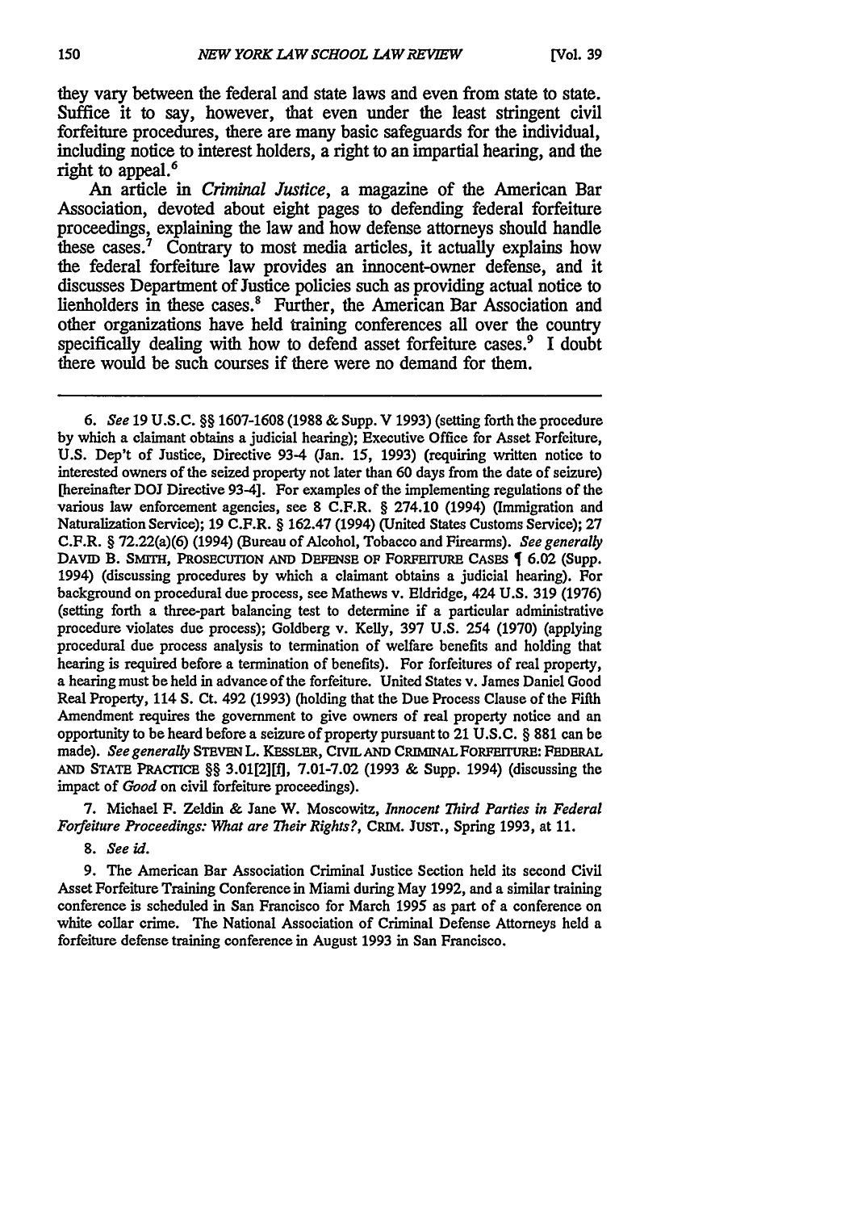they vary between the federal and state laws and even from state to state. Suffice it to say, however, that even under the least stringent civil forfeiture procedures, there are many basic safeguards for the individual, including notice to interest holders, a right to an impartial hearing, and the right to appeal.[6]

An article in *Criminal Justice*, a magazine of the American Bar Association, devoted about eight pages to defending federal forfeiture proceedings, explaining the law and how defense attorneys should handle these cases.[7] Contrary to most media articles, it actually explains how the federal forfeiture law provides an innocent-owner defense, and it discusses Department of Justice policies such as providing actual notice to lienholders in these cases.[8] Further, the American Bar Association and other organizations have held training conferences all over the country specifically dealing with how to defend asset forfeiture cases.[9] I doubt there would be such courses if there were no demand for them.

---

6. *See* 19 U.S.C. §§ 1607-1608 (1988 & Supp. V 1993) (setting forth the procedure by which a claimant obtains a judicial hearing); Executive Office for Asset Forfeiture, U.S. Dep't of Justice, Directive 93-4 (Jan. 15, 1993) (requiring written notice to interested owners of the seized property not later than 60 days from the date of seizure) [hereinafter DOJ Directive 93-4]. For examples of the implementing regulations of the various law enforcement agencies, see 8 C.F.R. § 274.10 (1994) (Immigration and Naturalization Service); 19 C.F.R. § 162.47 (1994) (United States Customs Service); 27 C.F.R. § 72.22(a)(6) (1994) (Bureau of Alcohol, Tobacco and Firearms). *See generally* DAVID B. SMITH, PROSECUTION AND DEFENSE OF FORFEITURE CASES ¶ 6.02 (Supp. 1994) (discussing procedures by which a claimant obtains a judicial hearing). For background on procedural due process, see Mathews v. Eldridge, 424 U.S. 319 (1976) (setting forth a three-part balancing test to determine if a particular administrative procedure violates due process); Goldberg v. Kelly, 397 U.S. 254 (1970) (applying procedural due process analysis to termination of welfare benefits and holding that hearing is required before a termination of benefits). For forfeitures of real property, a hearing must be held in advance of the forfeiture. United States v. James Daniel Good Real Property, 114 S. Ct. 492 (1993) (holding that the Due Process Clause of the Fifth Amendment requires the government to give owners of real property notice and an opportunity to be heard before a seizure of property pursuant to 21 U.S.C. § 881 can be made). *See generally* STEVEN L. KESSLER, CIVIL AND CRIMINAL FORFEITURE: FEDERAL AND STATE PRACTICE §§ 3.01[2][f], 7.01-7.02 (1993 & Supp. 1994) (discussing the impact of *Good* on civil forfeiture proceedings).

7. Michael F. Zeldin & Jane W. Moscowitz, *Innocent Third Parties in Federal Forfeiture Proceedings: What are Their Rights?*, CRIM. JUST., Spring 1993, at 11.

8. *See id.*

9. The American Bar Association Criminal Justice Section held its second Civil Asset Forfeiture Training Conference in Miami during May 1992, and a similar training conference is scheduled in San Francisco for March 1995 as part of a conference on white collar crime. The National Association of Criminal Defense Attorneys held a forfeiture defense training conference in August 1993 in San Francisco.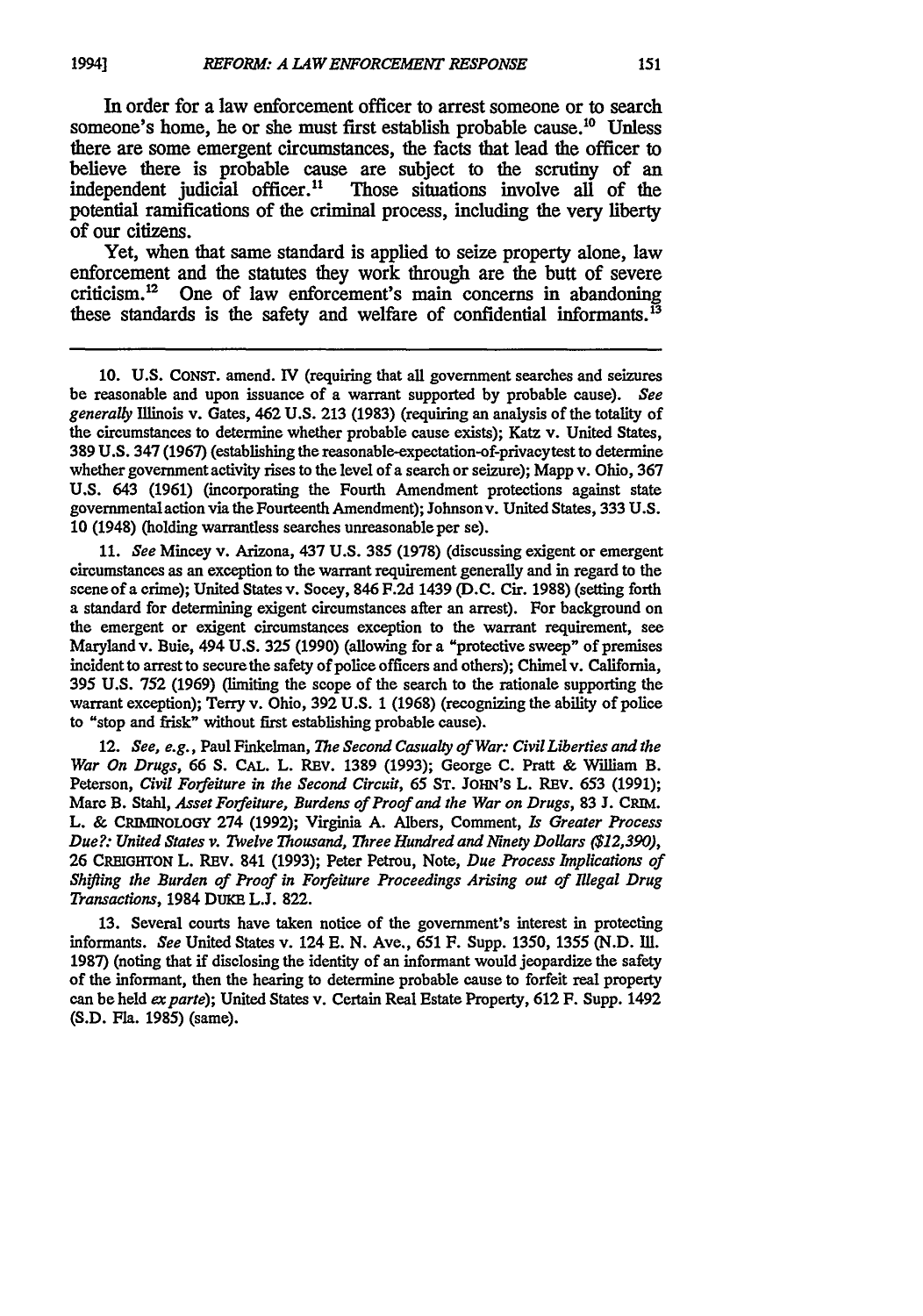In order for a law enforcement officer to arrest someone or to search someone's home, he or she must first establish probable cause.[10] Unless there are some emergent circumstances, the facts that lead the officer to believe there is probable cause are subject to the scrutiny of an independent judicial officer.[11] Those situations involve all of the potential ramifications of the criminal process, including the very liberty of our citizens.

Yet, when that same standard is applied to seize property alone, law enforcement and the statutes they work through are the butt of severe criticism.[12] One of law enforcement's main concerns in abandoning these standards is the safety and welfare of confidential informants.[13]

---

10. U.S. CONST. amend. IV (requiring that all government searches and seizures be reasonable and upon issuance of a warrant supported by probable cause). *See generally* Illinois v. Gates, 462 U.S. 213 (1983) (requiring an analysis of the totality of the circumstances to determine whether probable cause exists); Katz v. United States, 389 U.S. 347 (1967) (establishing the reasonable-expectation-of-privacy test to determine whether government activity rises to the level of a search or seizure); Mapp v. Ohio, 367 U.S. 643 (1961) (incorporating the Fourth Amendment protections against state governmental action via the Fourteenth Amendment); Johnson v. United States, 333 U.S. 10 (1948) (holding warrantless searches unreasonable per se).

11. *See* Mincey v. Arizona, 437 U.S. 385 (1978) (discussing exigent or emergent circumstances as an exception to the warrant requirement generally and in regard to the scene of a crime); United States v. Socey, 846 F.2d 1439 (D.C. Cir. 1988) (setting forth a standard for determining exigent circumstances after an arrest). For background on the emergent or exigent circumstances exception to the warrant requirement, see Maryland v. Buie, 494 U.S. 325 (1990) (allowing for a "protective sweep" of premises incident to arrest to secure the safety of police officers and others); Chimel v. California, 395 U.S. 752 (1969) (limiting the scope of the search to the rationale supporting the warrant exception); Terry v. Ohio, 392 U.S. 1 (1968) (recognizing the ability of police to "stop and frisk" without first establishing probable cause).

12. *See, e.g.*, Paul Finkelman, *The Second Casualty of War: Civil Liberties and the War On Drugs*, 66 S. CAL. L. REV. 1389 (1993); George C. Pratt & William B. Peterson, *Civil Forfeiture in the Second Circuit*, 65 ST. JOHN'S L. REV. 653 (1991); Marc B. Stahl, *Asset Forfeiture, Burdens of Proof and the War on Drugs*, 83 J. CRIM. L. & CRIMINOLOGY 274 (1992); Virginia A. Albers, Comment, *Is Greater Process Due?: United States v. Twelve Thousand, Three Hundred and Ninety Dollars ($12,390)*, 26 CREIGHTON L. REV. 841 (1993); Peter Petrou, Note, *Due Process Implications of Shifting the Burden of Proof in Forfeiture Proceedings Arising out of Illegal Drug Transactions*, 1984 DUKE L.J. 822.

13. Several courts have taken notice of the government's interest in protecting informants. *See* United States v. 124 E. N. Ave., 651 F. Supp. 1350, 1355 (N.D. Ill. 1987) (noting that if disclosing the identity of an informant would jeopardize the safety of the informant, then the hearing to determine probable cause to forfeit real property can be held *ex parte*); United States v. Certain Real Estate Property, 612 F. Supp. 1492 (S.D. Fla. 1985) (same).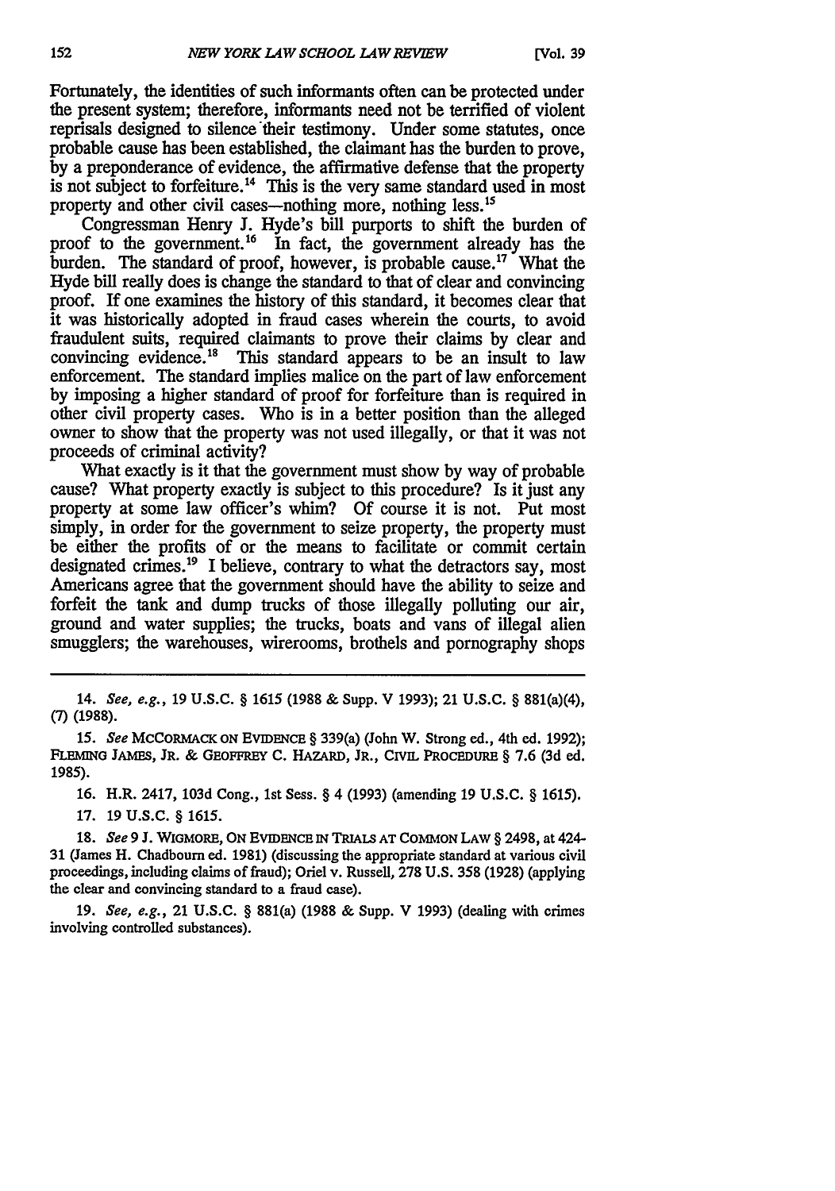Fortunately, the identities of such informants often can be protected under the present system; therefore, informants need not be terrified of violent reprisals designed to silence their testimony. Under some statutes, once probable cause has been established, the claimant has the burden to prove, by a preponderance of evidence, the affirmative defense that the property is not subject to forfeiture.[14] This is the very same standard used in most property and other civil cases—nothing more, nothing less.[15]

Congressman Henry J. Hyde's bill purports to shift the burden of proof to the government.[16] In fact, the government already has the burden. The standard of proof, however, is probable cause.[17] What the Hyde bill really does is change the standard to that of clear and convincing proof. If one examines the history of this standard, it becomes clear that it was historically adopted in fraud cases wherein the courts, to avoid fraudulent suits, required claimants to prove their claims by clear and convincing evidence.[18] This standard appears to be an insult to law enforcement. The standard implies malice on the part of law enforcement by imposing a higher standard of proof for forfeiture than is required in other civil property cases. Who is in a better position than the alleged owner to show that the property was not used illegally, or that it was not proceeds of criminal activity?

What exactly is it that the government must show by way of probable cause? What property exactly is subject to this procedure? Is it just any property at some law officer's whim? Of course it is not. Put most simply, in order for the government to seize property, the property must be either the profits of or the means to facilitate or commit certain designated crimes.[19] I believe, contrary to what the detractors say, most Americans agree that the government should have the ability to seize and forfeit the tank and dump trucks of those illegally polluting our air, ground and water supplies; the trucks, boats and vans of illegal alien smugglers; the warehouses, wirerooms, brothels and pornography shops

---

14. *See, e.g.*, 19 U.S.C. § 1615 (1988 & Supp. V 1993); 21 U.S.C. § 881(a)(4), (7) (1988).

15. *See* MCCORMACK ON EVIDENCE § 339(a) (John W. Strong ed., 4th ed. 1992); FLEMING JAMES, JR. & GEOFFREY C. HAZARD, JR., CIVIL PROCEDURE § 7.6 (3d ed. 1985).

16. H.R. 2417, 103d Cong., 1st Sess. § 4 (1993) (amending 19 U.S.C. § 1615).

17. 19 U.S.C. § 1615.

18. *See* 9 J. WIGMORE, ON EVIDENCE IN TRIALS AT COMMON LAW § 2498, at 424-31 (James H. Chadbourn ed. 1981) (discussing the appropriate standard at various civil proceedings, including claims of fraud); Oriel v. Russell, 278 U.S. 358 (1928) (applying the clear and convincing standard to a fraud case).

19. *See, e.g.*, 21 U.S.C. § 881(a) (1988 & Supp. V 1993) (dealing with crimes involving controlled substances).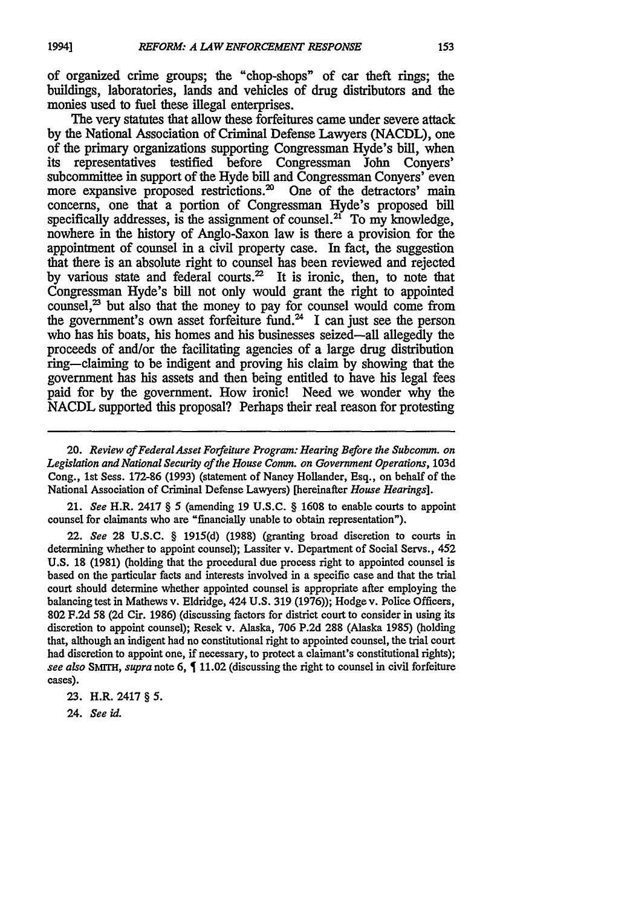of organized crime groups; the "chop-shops" of car theft rings; the buildings, laboratories, lands and vehicles of drug distributors and the monies used to fuel these illegal enterprises.

The very statutes that allow these forfeitures came under severe attack by the National Association of Criminal Defense Lawyers (NACDL), one of the primary organizations supporting Congressman Hyde's bill, when its representatives testified before Congressman John Conyers' subcommittee in support of the Hyde bill and Congressman Conyers' even more expansive proposed restrictions.[20] One of the detractors' main concerns, one that a portion of Congressman Hyde's proposed bill specifically addresses, is the assignment of counsel.[21] To my knowledge, nowhere in the history of Anglo-Saxon law is there a provision for the appointment of counsel in a civil property case. In fact, the suggestion that there is an absolute right to counsel has been reviewed and rejected by various state and federal courts.[22] It is ironic, then, to note that Congressman Hyde's bill not only would grant the right to appointed counsel,[23] but also that the money to pay for counsel would come from the government's own asset forfeiture fund.[24] I can just see the person who has his boats, his homes and his businesses seized—all allegedly the proceeds of and/or the facilitating agencies of a large drug distribution ring—claiming to be indigent and proving his claim by showing that the government has his assets and then being entitled to have his legal fees paid for by the government. How ironic! Need we wonder why the NACDL supported this proposal? Perhaps their real reason for protesting

---

20. *Review of Federal Asset Forfeiture Program: Hearing Before the Subcomm. on Legislation and National Security of the House Comm. on Government Operations*, 103d Cong., 1st Sess. 172-86 (1993) (statement of Nancy Hollander, Esq., on behalf of the National Association of Criminal Defense Lawyers) [hereinafter *House Hearings*].

21. *See* H.R. 2417 § 5 (amending 19 U.S.C. § 1608 to enable courts to appoint counsel for claimants who are "financially unable to obtain representation").

22. *See* 28 U.S.C. § 1915(d) (1988) (granting broad discretion to courts in determining whether to appoint counsel); Lassiter v. Department of Social Servs., 452 U.S. 18 (1981) (holding that the procedural due process right to appointed counsel is based on the particular facts and interests involved in a specific case and that the trial court should determine whether appointed counsel is appropriate after employing the balancing test in Mathews v. Eldridge, 424 U.S. 319 (1976)); Hodge v. Police Officers, 802 F.2d 58 (2d Cir. 1986) (discussing factors for district court to consider in using its discretion to appoint counsel); Resek v. Alaska, 706 P.2d 288 (Alaska 1985) (holding that, although an indigent had no constitutional right to appointed counsel, the trial court had discretion to appoint one, if necessary, to protect a claimant's constitutional rights); *see also* SMITH, *supra* note 6, ¶ 11.02 (discussing the right to counsel in civil forfeiture cases).

23. H.R. 2417 § 5.

24. *See id.*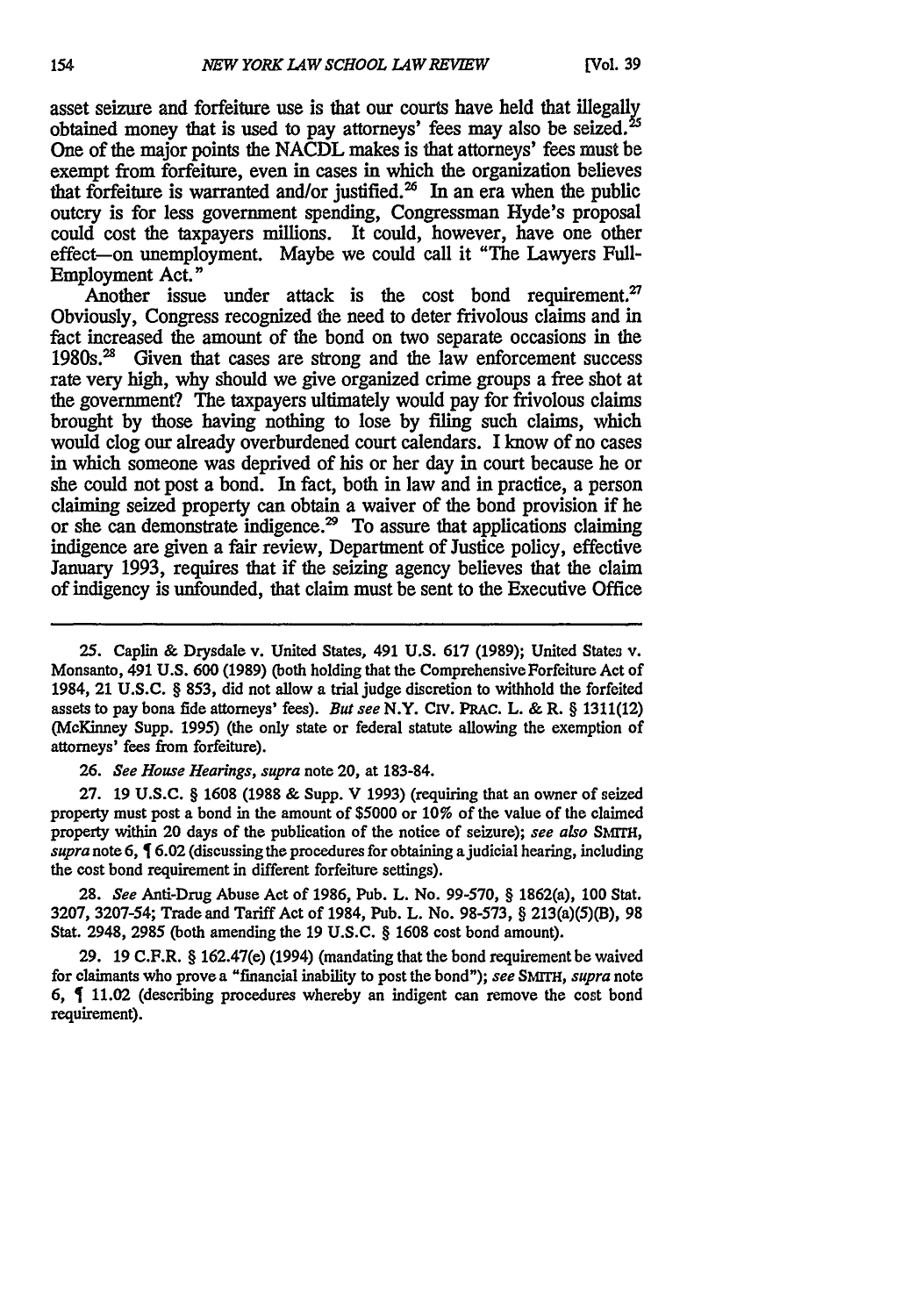asset seizure and forfeiture use is that our courts have held that illegally obtained money that is used to pay attorneys' fees may also be seized.[25] One of the major points the NACDL makes is that attorneys' fees must be exempt from forfeiture, even in cases in which the organization believes that forfeiture is warranted and/or justified.[26] In an era when the public outcry is for less government spending, Congressman Hyde's proposal could cost the taxpayers millions. It could, however, have one other effect—on unemployment. Maybe we could call it "The Lawyers Full-Employment Act."

Another issue under attack is the cost bond requirement.[27] Obviously, Congress recognized the need to deter frivolous claims and in fact increased the amount of the bond on two separate occasions in the 1980s.[28] Given that cases are strong and the law enforcement success rate very high, why should we give organized crime groups a free shot at the government? The taxpayers ultimately would pay for frivolous claims brought by those having nothing to lose by filing such claims, which would clog our already overburdened court calendars. I know of no cases in which someone was deprived of his or her day in court because he or she could not post a bond. In fact, both in law and in practice, a person claiming seized property can obtain a waiver of the bond provision if he or she can demonstrate indigence.[29] To assure that applications claiming indigence are given a fair review, Department of Justice policy, effective January 1993, requires that if the seizing agency believes that the claim of indigency is unfounded, that claim must be sent to the Executive Office

---

25. Caplin & Drysdale v. United States, 491 U.S. 617 (1989); United States v. Monsanto, 491 U.S. 600 (1989) (both holding that the Comprehensive Forfeiture Act of 1984, 21 U.S.C. § 853, did not allow a trial judge discretion to withhold the forfeited assets to pay bona fide attorneys' fees). *But see* N.Y. CIV. PRAC. L. & R. § 1311(12) (McKinney Supp. 1995) (the only state or federal statute allowing the exemption of attorneys' fees from forfeiture).

26. *See House Hearings*, *supra* note 20, at 183-84.

27. 19 U.S.C. § 1608 (1988 & Supp. V 1993) (requiring that an owner of seized property must post a bond in the amount of $5000 or 10% of the value of the claimed property within 20 days of the publication of the notice of seizure); *see also* SMITH, *supra* note 6, ¶ 6.02 (discussing the procedures for obtaining a judicial hearing, including the cost bond requirement in different forfeiture settings).

28. *See* Anti-Drug Abuse Act of 1986, Pub. L. No. 99-570, § 1862(a), 100 Stat. 3207, 3207-54; Trade and Tariff Act of 1984, Pub. L. No. 98-573, § 213(a)(5)(B), 98 Stat. 2948, 2985 (both amending the 19 U.S.C. § 1608 cost bond amount).

29. 19 C.F.R. § 162.47(e) (1994) (mandating that the bond requirement be waived for claimants who prove a "financial inability to post the bond"); *see* SMITH, *supra* note 6, ¶ 11.02 (describing procedures whereby an indigent can remove the cost bond requirement).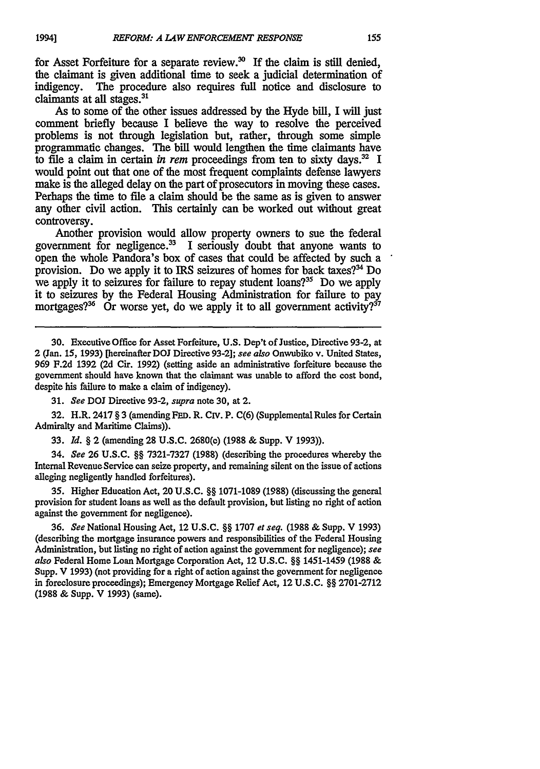for Asset Forfeiture for a separate review.[30] If the claim is still denied, the claimant is given additional time to seek a judicial determination of indigency. The procedure also requires full notice and disclosure to claimants at all stages.[31]

As to some of the other issues addressed by the Hyde bill, I will just comment briefly because I believe the way to resolve the perceived problems is not through legislation but, rather, through some simple programmatic changes. The bill would lengthen the time claimants have to file a claim in certain *in rem* proceedings from ten to sixty days.[32] I would point out that one of the most frequent complaints defense lawyers make is the alleged delay on the part of prosecutors in moving these cases. Perhaps the time to file a claim should be the same as is given to answer any other civil action. This certainly can be worked out without great controversy.

Another provision would allow property owners to sue the federal government for negligence.[33] I seriously doubt that anyone wants to open the whole Pandora's box of cases that could be affected by such a provision. Do we apply it to IRS seizures of homes for back taxes?[34] Do we apply it to seizures for failure to repay student loans?[35] Do we apply it to seizures by the Federal Housing Administration for failure to pay mortgages?[36] Or worse yet, do we apply it to all government activity?[37]

---

30. Executive Office for Asset Forfeiture, U.S. Dep't of Justice, Directive 93-2, at 2 (Jan. 15, 1993) [hereinafter DOJ Directive 93-2]; *see also* Onwubiko v. United States, 969 F.2d 1392 (2d Cir. 1992) (setting aside an administrative forfeiture because the government should have known that the claimant was unable to afford the cost bond, despite his failure to make a claim of indigency).

31. *See* DOJ Directive 93-2, *supra* note 30, at 2.

32. H.R. 2417 § 3 (amending FED. R. CIV. P. C(6) (Supplemental Rules for Certain Admiralty and Maritime Claims)).

33. *Id.* § 2 (amending 28 U.S.C. 2680(c) (1988 & Supp. V 1993)).

34. *See* 26 U.S.C. §§ 7321-7327 (1988) (describing the procedures whereby the Internal Revenue Service can seize property, and remaining silent on the issue of actions alleging negligently handled forfeitures).

35. Higher Education Act, 20 U.S.C. §§ 1071-1089 (1988) (discussing the general provision for student loans as well as the default provision, but listing no right of action against the government for negligence).

36. *See* National Housing Act, 12 U.S.C. §§ 1707 *et seq.* (1988 & Supp. V 1993) (describing the mortgage insurance powers and responsibilities of the Federal Housing Administration, but listing no right of action against the government for negligence); *see also* Federal Home Loan Mortgage Corporation Act, 12 U.S.C. §§ 1451-1459 (1988 & Supp. V 1993) (not providing for a right of action against the government for negligence in foreclosure proceedings); Emergency Mortgage Relief Act, 12 U.S.C. §§ 2701-2712 (1988 & Supp. V 1993) (same).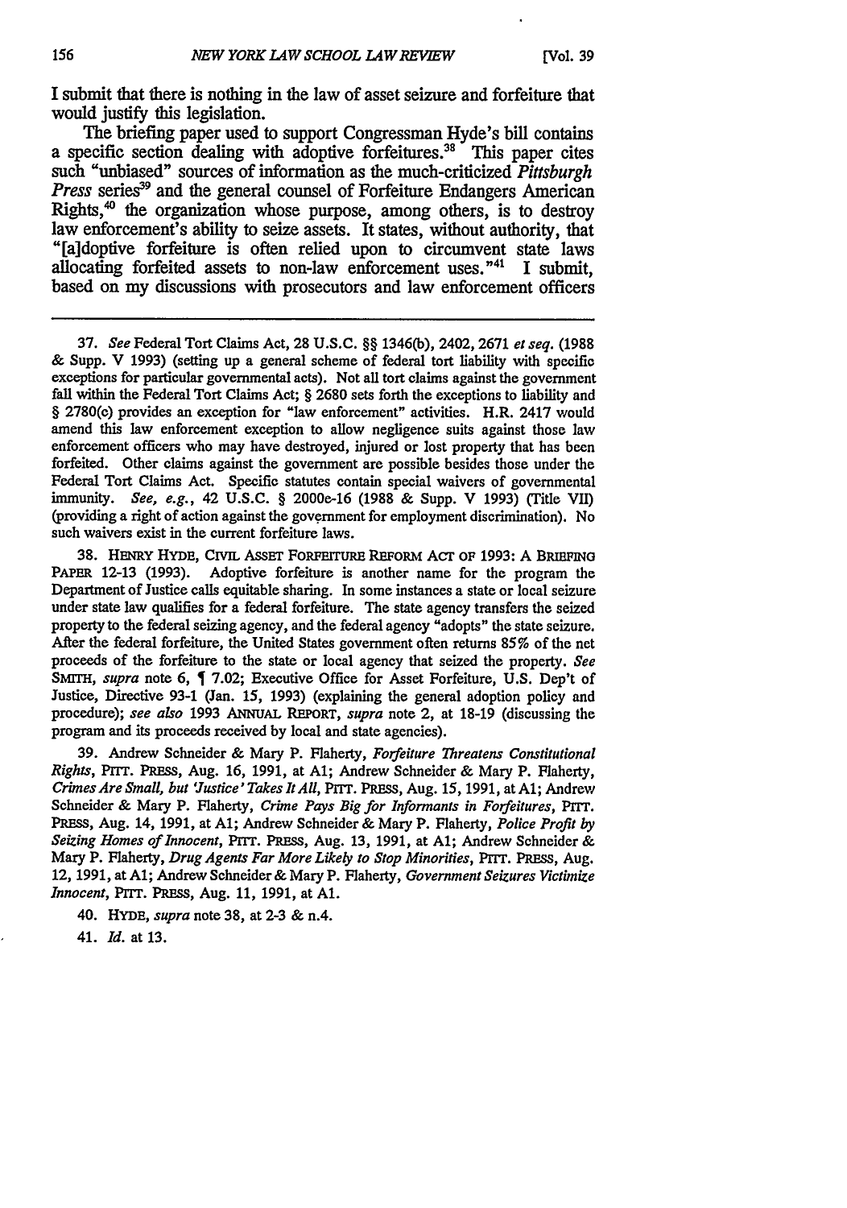I submit that there is nothing in the law of asset seizure and forfeiture that would justify this legislation.

The briefing paper used to support Congressman Hyde's bill contains a specific section dealing with adoptive forfeitures.[38] This paper cites such "unbiased" sources of information as the much-criticized *Pittsburgh Press* series[39] and the general counsel of Forfeiture Endangers American Rights,[40] the organization whose purpose, among others, is to destroy law enforcement's ability to seize assets. It states, without authority, that "[a]doptive forfeiture is often relied upon to circumvent state laws allocating forfeited assets to non-law enforcement uses."[41] I submit, based on my discussions with prosecutors and law enforcement officers

---

37. *See* Federal Tort Claims Act, 28 U.S.C. §§ 1346(b), 2402, 2671 *et seq.* (1988 & Supp. V 1993) (setting up a general scheme of federal tort liability with specific exceptions for particular governmental acts). Not all tort claims against the government fall within the Federal Tort Claims Act; § 2680 sets forth the exceptions to liability and § 2780(c) provides an exception for "law enforcement" activities. H.R. 2417 would amend this law enforcement exception to allow negligence suits against those law enforcement officers who may have destroyed, injured or lost property that has been forfeited. Other claims against the government are possible besides those under the Federal Tort Claims Act. Specific statutes contain special waivers of governmental immunity. *See, e.g.*, 42 U.S.C. § 2000e-16 (1988 & Supp. V 1993) (Title VII) (providing a right of action against the government for employment discrimination). No such waivers exist in the current forfeiture laws.

38. HENRY HYDE, CIVIL ASSET FORFEITURE REFORM ACT OF 1993: A BRIEFING PAPER 12-13 (1993). Adoptive forfeiture is another name for the program the Department of Justice calls equitable sharing. In some instances a state or local seizure under state law qualifies for a federal forfeiture. The state agency transfers the seized property to the federal seizing agency, and the federal agency "adopts" the state seizure. After the federal forfeiture, the United States government often returns 85% of the net proceeds of the forfeiture to the state or local agency that seized the property. *See* SMITH, *supra* note 6, ¶ 7.02; Executive Office for Asset Forfeiture, U.S. Dep't of Justice, Directive 93-1 (Jan. 15, 1993) (explaining the general adoption policy and procedure); *see also* 1993 ANNUAL REPORT, *supra* note 2, at 18-19 (discussing the program and its proceeds received by local and state agencies).

39. Andrew Schneider & Mary P. Flaherty, *Forfeiture Threatens Constitutional Rights*, PITT. PRESS, Aug. 16, 1991, at A1; Andrew Schneider & Mary P. Flaherty, *Crimes Are Small, but 'Justice' Takes It All*, PITT. PRESS, Aug. 15, 1991, at A1; Andrew Schneider & Mary P. Flaherty, *Crime Pays Big for Informants in Forfeitures*, PITT. PRESS, Aug. 14, 1991, at A1; Andrew Schneider & Mary P. Flaherty, *Police Profit by Seizing Homes of Innocent*, PITT. PRESS, Aug. 13, 1991, at A1; Andrew Schneider & Mary P. Flaherty, *Drug Agents Far More Likely to Stop Minorities*, PITT. PRESS, Aug. 12, 1991, at A1; Andrew Schneider & Mary P. Flaherty, *Government Seizures Victimize Innocent*, PITT. PRESS, Aug. 11, 1991, at A1.

40. HYDE, *supra* note 38, at 2-3 & n.4.

41. *Id.* at 13.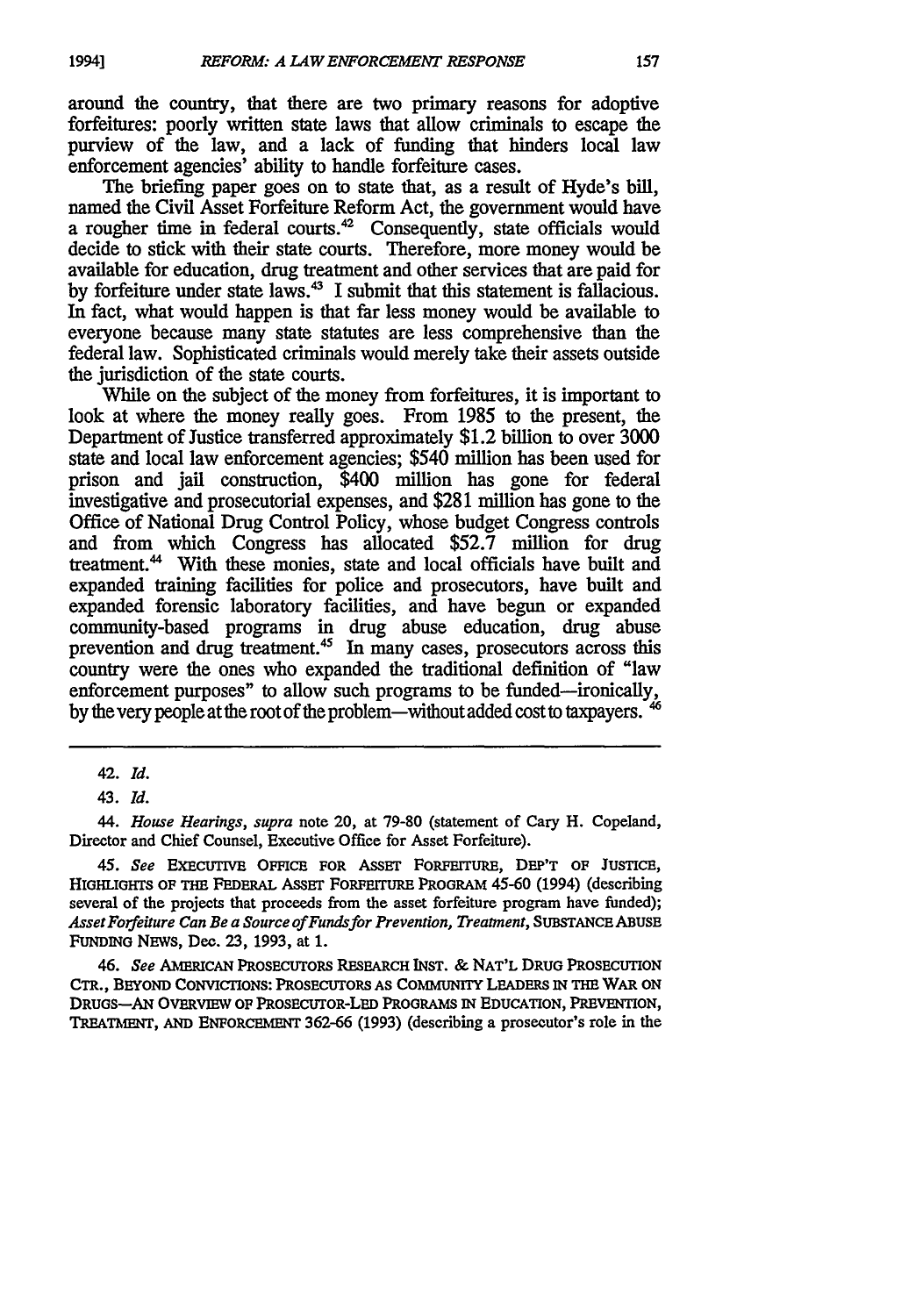around the country, that there are two primary reasons for adoptive forfeitures: poorly written state laws that allow criminals to escape the purview of the law, and a lack of funding that hinders local law enforcement agencies' ability to handle forfeiture cases.

The briefing paper goes on to state that, as a result of Hyde's bill, named the Civil Asset Forfeiture Reform Act, the government would have a rougher time in federal courts.[42] Consequently, state officials would decide to stick with their state courts. Therefore, more money would be available for education, drug treatment and other services that are paid for by forfeiture under state laws.[43] I submit that this statement is fallacious. In fact, what would happen is that far less money would be available to everyone because many state statutes are less comprehensive than the federal law. Sophisticated criminals would merely take their assets outside the jurisdiction of the state courts.

While on the subject of the money from forfeitures, it is important to look at where the money really goes. From 1985 to the present, the Department of Justice transferred approximately $1.2 billion to over 3000 state and local law enforcement agencies; $540 million has been used for prison and jail construction, $400 million has gone for federal investigative and prosecutorial expenses, and $281 million has gone to the Office of National Drug Control Policy, whose budget Congress controls and from which Congress has allocated $52.7 million for drug treatment.[44] With these monies, state and local officials have built and expanded training facilities for police and prosecutors, have built and expanded forensic laboratory facilities, and have begun or expanded community-based programs in drug abuse education, drug abuse prevention and drug treatment.[45] In many cases, prosecutors across this country were the ones who expanded the traditional definition of "law enforcement purposes" to allow such programs to be funded—ironically, by the very people at the root of the problem—without added cost to taxpayers.[46]

---

42. *Id.*

43. *Id.*

44. *House Hearings*, *supra* note 20, at 79-80 (statement of Cary H. Copeland, Director and Chief Counsel, Executive Office for Asset Forfeiture).

45. *See* EXECUTIVE OFFICE FOR ASSET FORFEITURE, DEP'T OF JUSTICE, HIGHLIGHTS OF THE FEDERAL ASSET FORFEITURE PROGRAM 45-60 (1994) (describing several of the projects that proceeds from the asset forfeiture program have funded); *Asset Forfeiture Can Be a Source of Funds for Prevention, Treatment*, SUBSTANCE ABUSE FUNDING NEWS, Dec. 23, 1993, at 1.

46. *See* AMERICAN PROSECUTORS RESEARCH INST. & NAT'L DRUG PROSECUTION CTR., BEYOND CONVICTIONS: PROSECUTORS AS COMMUNITY LEADERS IN THE WAR ON DRUGS—AN OVERVIEW OF PROSECUTOR-LED PROGRAMS IN EDUCATION, PREVENTION, TREATMENT, AND ENFORCEMENT 362-66 (1993) (describing a prosecutor's role in the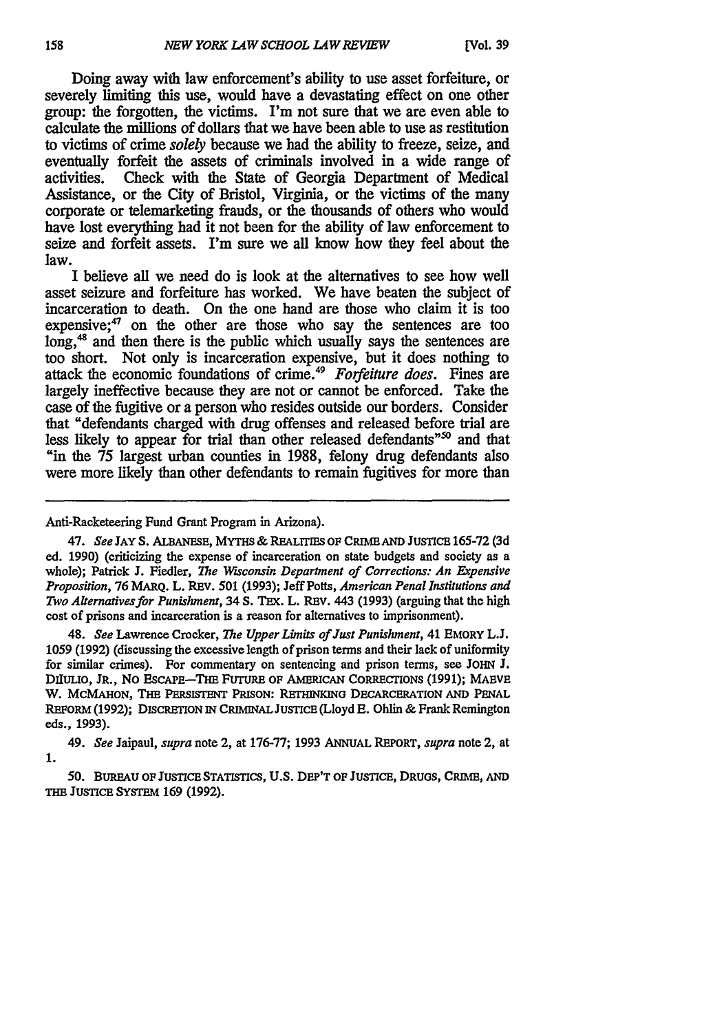Doing away with law enforcement's ability to use asset forfeiture, or severely limiting this use, would have a devastating effect on one other group: the forgotten, the victims. I'm not sure that we are even able to calculate the millions of dollars that we have been able to use as restitution to victims of crime *solely* because we had the ability to freeze, seize, and eventually forfeit the assets of criminals involved in a wide range of activities. Check with the State of Georgia Department of Medical Assistance, or the City of Bristol, Virginia, or the victims of the many corporate or telemarketing frauds, or the thousands of others who would have lost everything had it not been for the ability of law enforcement to seize and forfeit assets. I'm sure we all know how they feel about the law.

I believe all we need do is look at the alternatives to see how well asset seizure and forfeiture has worked. We have beaten the subject of incarceration to death. On the one hand are those who claim it is too expensive;[47] on the other are those who say the sentences are too long,[48] and then there is the public which usually says the sentences are too short. Not only is incarceration expensive, but it does nothing to attack the economic foundations of crime.[49] *Forfeiture does.* Fines are largely ineffective because they are not or cannot be enforced. Take the case of the fugitive or a person who resides outside our borders. Consider that "defendants charged with drug offenses and released before trial are less likely to appear for trial than other released defendants"[50] and that "in the 75 largest urban counties in 1988, felony drug defendants also were more likely than other defendants to remain fugitives for more than

---

Anti-Racketeering Fund Grant Program in Arizona).

47. *See* JAY S. ALBANESE, MYTHS & REALITIES OF CRIME AND JUSTICE 165-72 (3d ed. 1990) (criticizing the expense of incarceration on state budgets and society as a whole); Patrick J. Fiedler, *The Wisconsin Department of Corrections: An Expensive Proposition*, 76 MARQ. L. REV. 501 (1993); Jeff Potts, *American Penal Institutions and Two Alternatives for Punishment*, 34 S. TEX. L. REV. 443 (1993) (arguing that the high cost of prisons and incarceration is a reason for alternatives to imprisonment).

48. *See* Lawrence Crocker, *The Upper Limits of Just Punishment*, 41 EMORY L.J. 1059 (1992) (discussing the excessive length of prison terms and their lack of uniformity for similar crimes). For commentary on sentencing and prison terms, see JOHN J. DIIULIO, JR., NO ESCAPE—THE FUTURE OF AMERICAN CORRECTIONS (1991); MAEVE W. MCMAHON, THE PERSISTENT PRISON: RETHINKING DECARCERATION AND PENAL REFORM (1992); DISCRETION IN CRIMINAL JUSTICE (Lloyd E. Ohlin & Frank Remington eds., 1993).

49. *See* Jaipaul, *supra* note 2, at 176-77; 1993 ANNUAL REPORT, *supra* note 2, at 1.

50. BUREAU OF JUSTICE STATISTICS, U.S. DEP'T OF JUSTICE, DRUGS, CRIME, AND THE JUSTICE SYSTEM 169 (1992).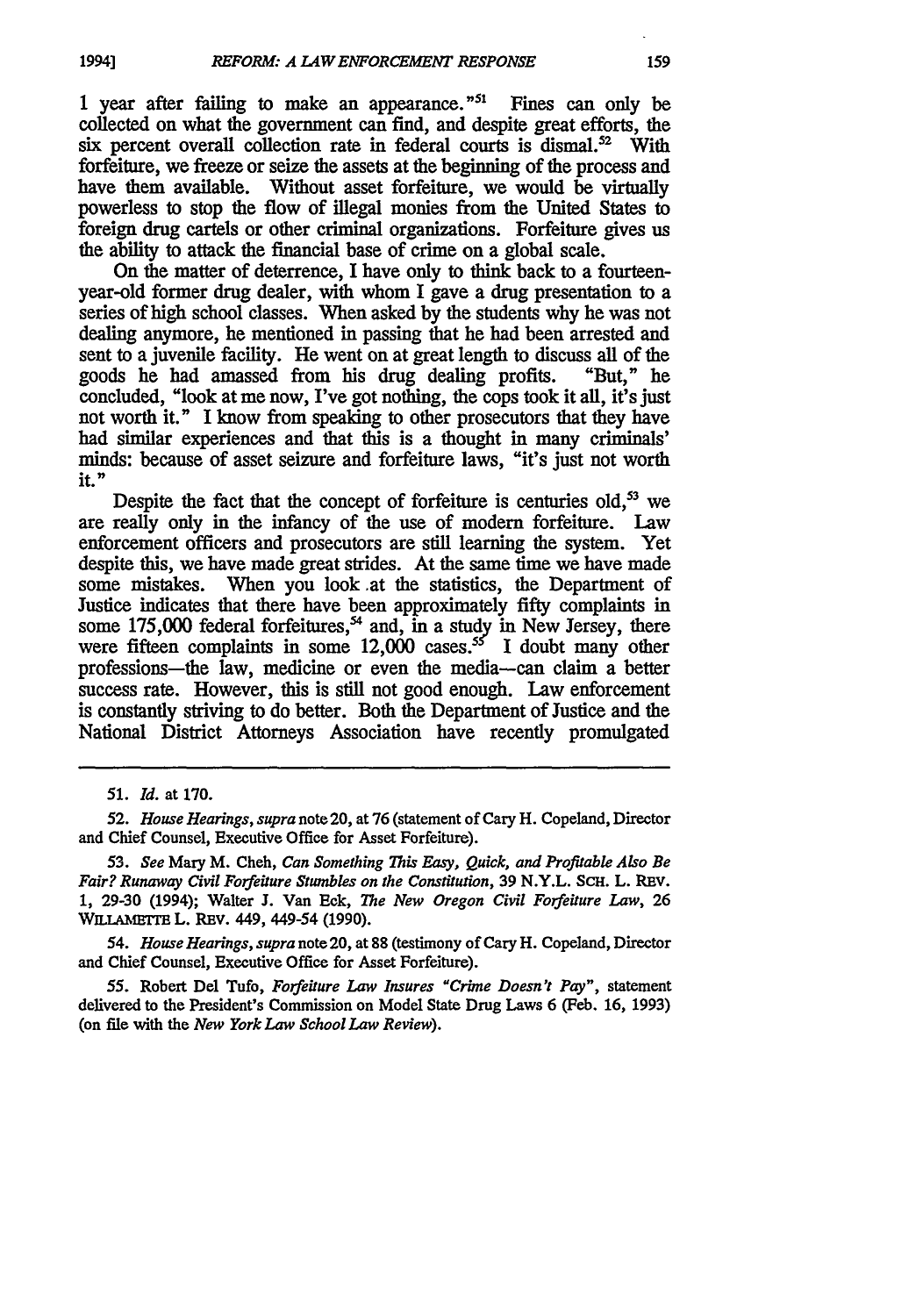1 year after failing to make an appearance."[51] Fines can only be collected on what the government can find, and despite great efforts, the six percent overall collection rate in federal courts is dismal.[52] With forfeiture, we freeze or seize the assets at the beginning of the process and have them available. Without asset forfeiture, we would be virtually powerless to stop the flow of illegal monies from the United States to foreign drug cartels or other criminal organizations. Forfeiture gives us the ability to attack the financial base of crime on a global scale.

On the matter of deterrence, I have only to think back to a fourteen-year-old former drug dealer, with whom I gave a drug presentation to a series of high school classes. When asked by the students why he was not dealing anymore, he mentioned in passing that he had been arrested and sent to a juvenile facility. He went on at great length to discuss all of the goods he had amassed from his drug dealing profits. "But," he concluded, "look at me now, I've got nothing, the cops took it all, it's just not worth it." I know from speaking to other prosecutors that they have had similar experiences and that this is a thought in many criminals' minds: because of asset seizure and forfeiture laws, "it's just not worth it."

Despite the fact that the concept of forfeiture is centuries old,[53] we are really only in the infancy of the use of modern forfeiture. Law enforcement officers and prosecutors are still learning the system. Yet despite this, we have made great strides. At the same time we have made some mistakes. When you look at the statistics, the Department of Justice indicates that there have been approximately fifty complaints in some 175,000 federal forfeitures,[54] and, in a study in New Jersey, there were fifteen complaints in some 12,000 cases.[55] I doubt many other professions—the law, medicine or even the media—can claim a better success rate. However, this is still not good enough. Law enforcement is constantly striving to do better. Both the Department of Justice and the National District Attorneys Association have recently promulgated

---

51. *Id.* at 170.

52. *House Hearings*, *supra* note 20, at 76 (statement of Cary H. Copeland, Director and Chief Counsel, Executive Office for Asset Forfeiture).

53. *See* Mary M. Cheh, *Can Something This Easy, Quick, and Profitable Also Be Fair? Runaway Civil Forfeiture Stumbles on the Constitution*, 39 N.Y.L. SCH. L. REV. 1, 29-30 (1994); Walter J. Van Eck, *The New Oregon Civil Forfeiture Law*, 26 WILLAMETTE L. REV. 449, 449-54 (1990).

54. *House Hearings*, *supra* note 20, at 88 (testimony of Cary H. Copeland, Director and Chief Counsel, Executive Office for Asset Forfeiture).

55. Robert Del Tufo, *Forfeiture Law Insures "Crime Doesn't Pay"*, statement delivered to the President's Commission on Model State Drug Laws 6 (Feb. 16, 1993) (on file with the *New York Law School Law Review*).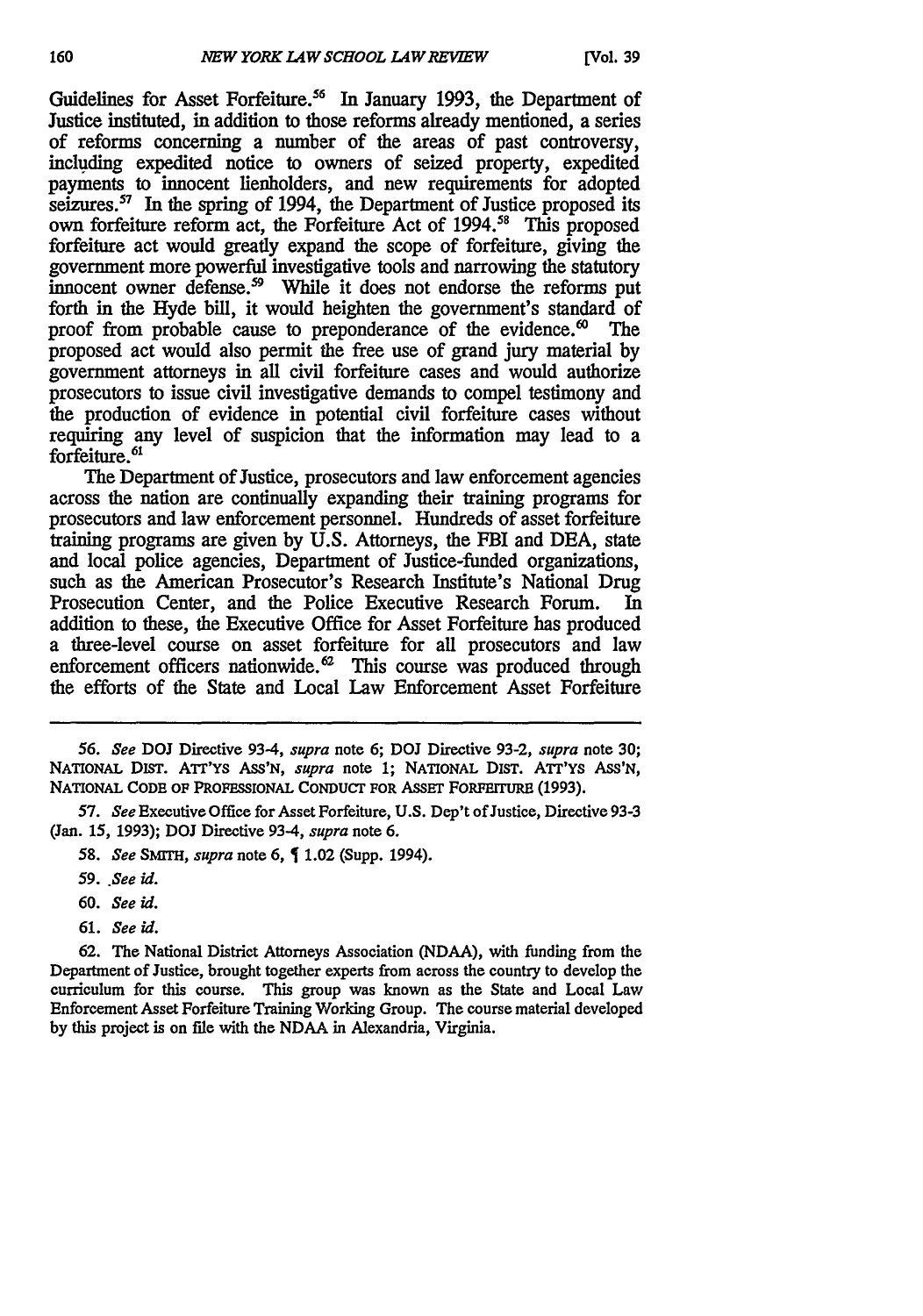Guidelines for Asset Forfeiture.[56] In January 1993, the Department of Justice instituted, in addition to those reforms already mentioned, a series of reforms concerning a number of the areas of past controversy, including expedited notice to owners of seized property, expedited payments to innocent lienholders, and new requirements for adopted seizures.[57] In the spring of 1994, the Department of Justice proposed its own forfeiture reform act, the Forfeiture Act of 1994.[58] This proposed forfeiture act would greatly expand the scope of forfeiture, giving the government more powerful investigative tools and narrowing the statutory innocent owner defense.[59] While it does not endorse the reforms put forth in the Hyde bill, it would heighten the government's standard of proof from probable cause to preponderance of the evidence.[60] The proposed act would also permit the free use of grand jury material by government attorneys in all civil forfeiture cases and would authorize prosecutors to issue civil investigative demands to compel testimony and the production of evidence in potential civil forfeiture cases without requiring any level of suspicion that the information may lead to a forfeiture.[61]

The Department of Justice, prosecutors and law enforcement agencies across the nation are continually expanding their training programs for prosecutors and law enforcement personnel. Hundreds of asset forfeiture training programs are given by U.S. Attorneys, the FBI and DEA, state and local police agencies, Department of Justice-funded organizations, such as the American Prosecutor's Research Institute's National Drug Prosecution Center, and the Police Executive Research Forum. In addition to these, the Executive Office for Asset Forfeiture has produced a three-level course on asset forfeiture for all prosecutors and law enforcement officers nationwide.[62] This course was produced through the efforts of the State and Local Law Enforcement Asset Forfeiture

---

56. *See* DOJ Directive 93-4, *supra* note 6; DOJ Directive 93-2, *supra* note 30; NATIONAL DIST. ATT'YS ASS'N, *supra* note 1; NATIONAL DIST. ATT'YS ASS'N, NATIONAL CODE OF PROFESSIONAL CONDUCT FOR ASSET FORFEITURE (1993).

57. *See* Executive Office for Asset Forfeiture, U.S. Dep't of Justice, Directive 93-3 (Jan. 15, 1993); DOJ Directive 93-4, *supra* note 6.

58. *See* SMITH, *supra* note 6, ¶ 1.02 (Supp. 1994).

59. *See id.*

60. *See id.*

61. *See id.*

62. The National District Attorneys Association (NDAA), with funding from the Department of Justice, brought together experts from across the country to develop the curriculum for this course. This group was known as the State and Local Law Enforcement Asset Forfeiture Training Working Group. The course material developed by this project is on file with the NDAA in Alexandria, Virginia.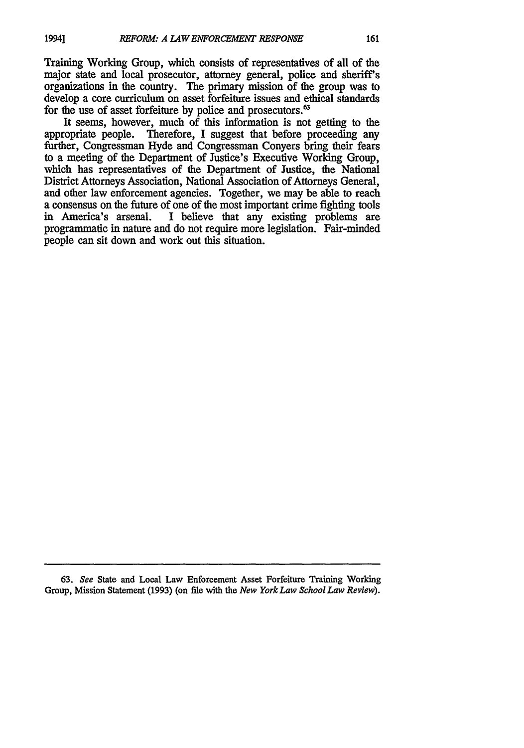Training Working Group, which consists of representatives of all of the major state and local prosecutor, attorney general, police and sheriff's organizations in the country. The primary mission of the group was to develop a core curriculum on asset forfeiture issues and ethical standards for the use of asset forfeiture by police and prosecutors.[63]

It seems, however, much of this information is not getting to the appropriate people. Therefore, I suggest that before proceeding any further, Congressman Hyde and Congressman Conyers bring their fears to a meeting of the Department of Justice's Executive Working Group, which has representatives of the Department of Justice, the National District Attorneys Association, National Association of Attorneys General, and other law enforcement agencies. Together, we may be able to reach a consensus on the future of one of the most important crime fighting tools in America's arsenal. I believe that any existing problems are programmatic in nature and do not require more legislation. Fair-minded people can sit down and work out this situation.

---

63. *See* State and Local Law Enforcement Asset Forfeiture Training Working Group, Mission Statement (1993) (on file with the *New York Law School Law Review*).